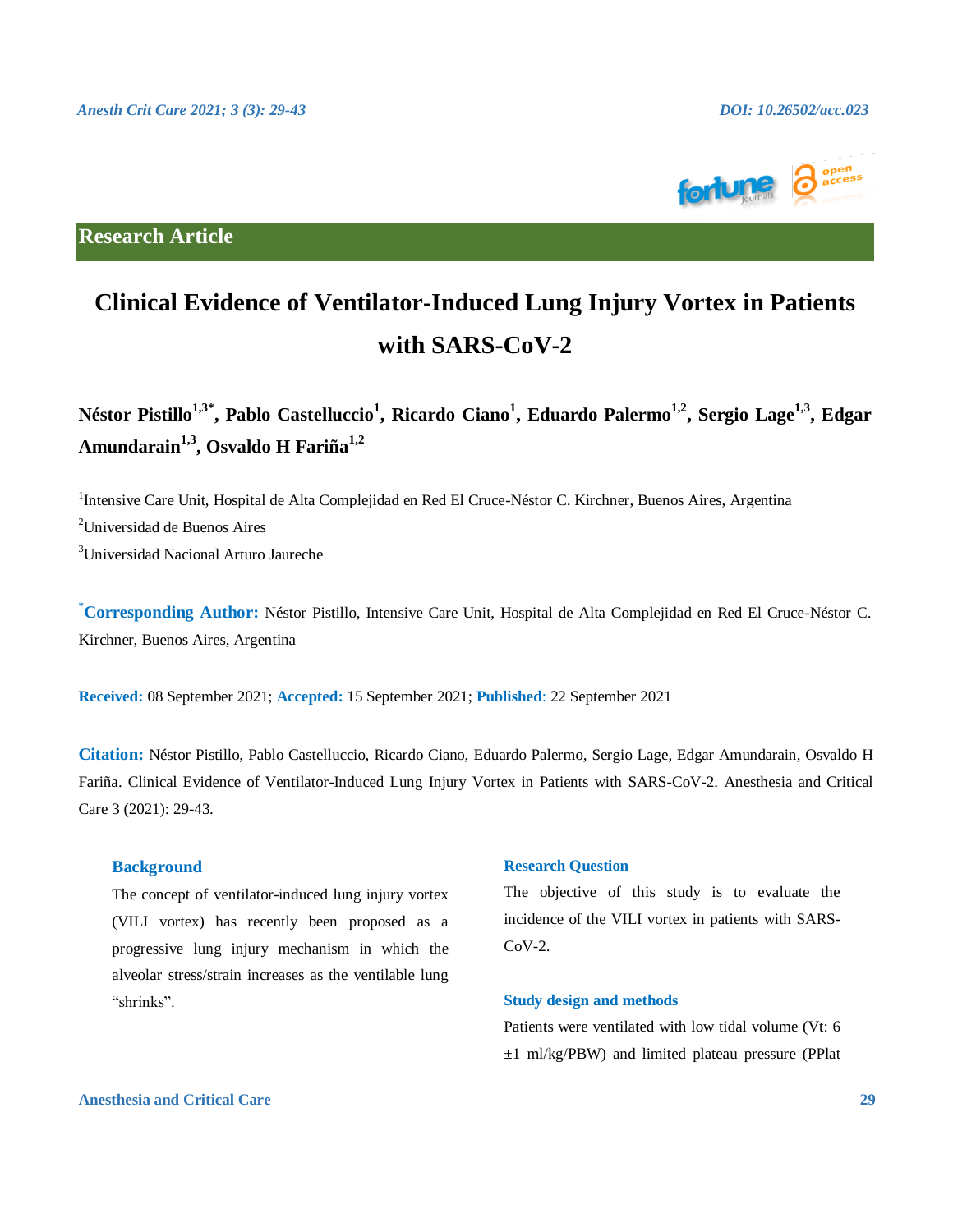**Research Article**

# Clinical Evidence of Ventilator-Induced Lung Injury Vortex in Patients with SARS-CoV-2

**Néstor Pistillo[1,3*], Pablo Castelluccio[1], Ricardo Ciano[1], Eduardo Palermo[1,2], Sergio Lage[1,3], Edgar Amundarain[1,3], Osvaldo H Fariña[1,2]**

[1]Intensive Care Unit, Hospital de Alta Complejidad en Red El Cruce-Néstor C. Kirchner, Buenos Aires, Argentina

[2]Universidad de Buenos Aires

[3]Universidad Nacional Arturo Jaureche

**[*]Corresponding Author:** Néstor Pistillo, Intensive Care Unit, Hospital de Alta Complejidad en Red El Cruce-Néstor C. Kirchner, Buenos Aires, Argentina

**Received:** 08 September 2021; **Accepted:** 15 September 2021; **Published**: 22 September 2021

**Citation:** Néstor Pistillo, Pablo Castelluccio, Ricardo Ciano, Eduardo Palermo, Sergio Lage, Edgar Amundarain, Osvaldo H Fariña. Clinical Evidence of Ventilator-Induced Lung Injury Vortex in Patients with SARS-CoV-2. Anesthesia and Critical Care 3 (2021): 29-43.

## Background

The concept of ventilator-induced lung injury vortex (VILI vortex) has recently been proposed as a progressive lung injury mechanism in which the alveolar stress/strain increases as the ventilable lung "shrinks".

## Research Question

The objective of this study is to evaluate the incidence of the VILI vortex in patients with SARS-CoV-2.

## Study design and methods

Patients were ventilated with low tidal volume (Vt: 6 ±1 ml/kg/PBW) and limited plateau pressure (PPlat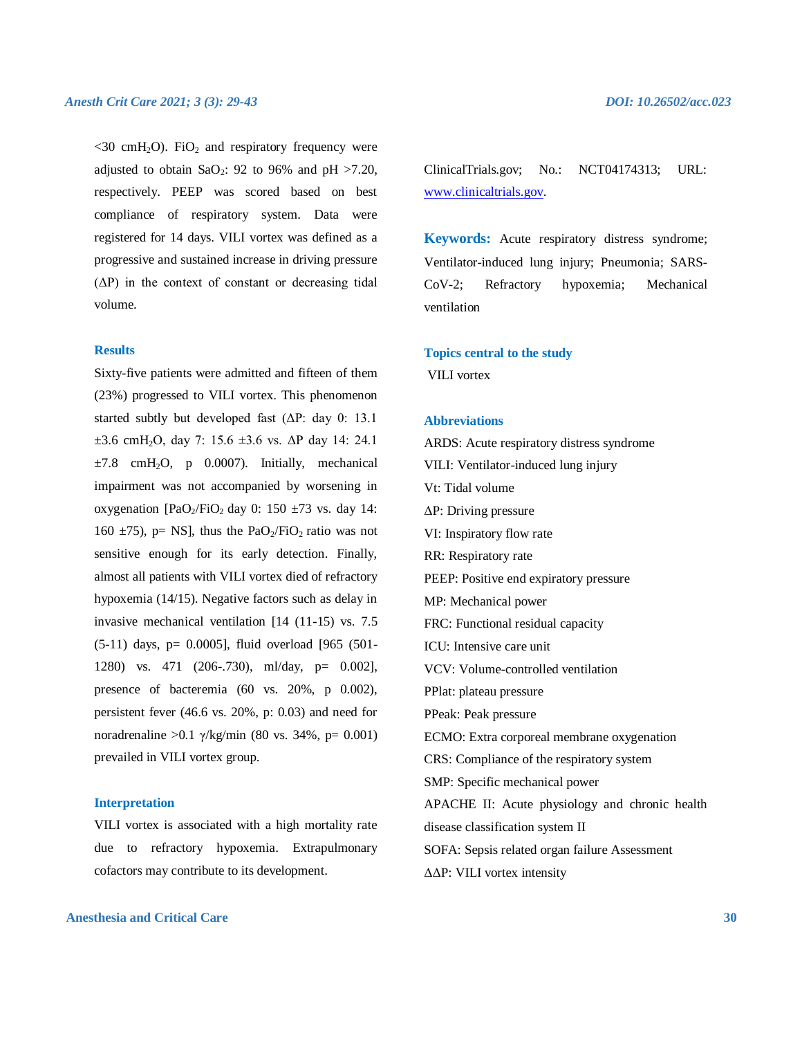<30 $cmH_2O$). $FiO_2$ and respiratory frequency were adjusted to obtain $SaO_2$: 92 to 96% and pH >7.20, respectively. PEEP was scored based on best compliance of respiratory system. Data were registered for 14 days. VILI vortex was defined as a progressive and sustained increase in driving pressure ($\Delta P$) in the context of constant or decreasing tidal volume.

### Results

Sixty-five patients were admitted and fifteen of them (23%) progressed to VILI vortex. This phenomenon started subtly but developed fast ($\Delta P$: day 0: 13.1 ±3.6 $cmH_2O$, day 7: 15.6 ±3.6 vs. $\Delta P$ day 14: 24.1 ±7.8 $cmH_2O$, p 0.0007). Initially, mechanical impairment was not accompanied by worsening in oxygenation [$PaO_2/FiO_2$ day 0: 150 ±73 vs. day 14: 160 ±75), p= NS], thus the $PaO_2/FiO_2$ ratio was not sensitive enough for its early detection. Finally, almost all patients with VILI vortex died of refractory hypoxemia (14/15). Negative factors such as delay in invasive mechanical ventilation [14 (11-15) vs. 7.5 (5-11) days, p= 0.0005], fluid overload [965 (501-1280) vs. 471 (206-.730), ml/day, p= 0.002], presence of bacteremia (60 vs. 20%, p 0.002), persistent fever (46.6 vs. 20%, p: 0.03) and need for noradrenaline >0.1 γ/kg/min (80 vs. 34%, p= 0.001) prevailed in VILI vortex group.

### Interpretation

VILI vortex is associated with a high mortality rate due to refractory hypoxemia. Extrapulmonary cofactors may contribute to its development.

ClinicalTrials.gov; No.: NCT04174313; URL: www.clinicaltrials.gov.

**Keywords:** Acute respiratory distress syndrome; Ventilator-induced lung injury; Pneumonia; SARS-CoV-2; Refractory hypoxemia; Mechanical ventilation

### Topics central to the study

VILI vortex

### Abbreviations

ARDS: Acute respiratory distress syndrome
VILI: Ventilator-induced lung injury
Vt: Tidal volume
$\Delta P$: Driving pressure
VI: Inspiratory flow rate
RR: Respiratory rate
PEEP: Positive end expiratory pressure
MP: Mechanical power
FRC: Functional residual capacity
ICU: Intensive care unit
VCV: Volume-controlled ventilation
PPlat: plateau pressure
PPeak: Peak pressure
ECMO: Extra corporeal membrane oxygenation
CRS: Compliance of the respiratory system
SMP: Specific mechanical power
APACHE II: Acute physiology and chronic health disease classification system II
SOFA: Sepsis related organ failure Assessment
$\Delta\Delta P$: VILI vortex intensity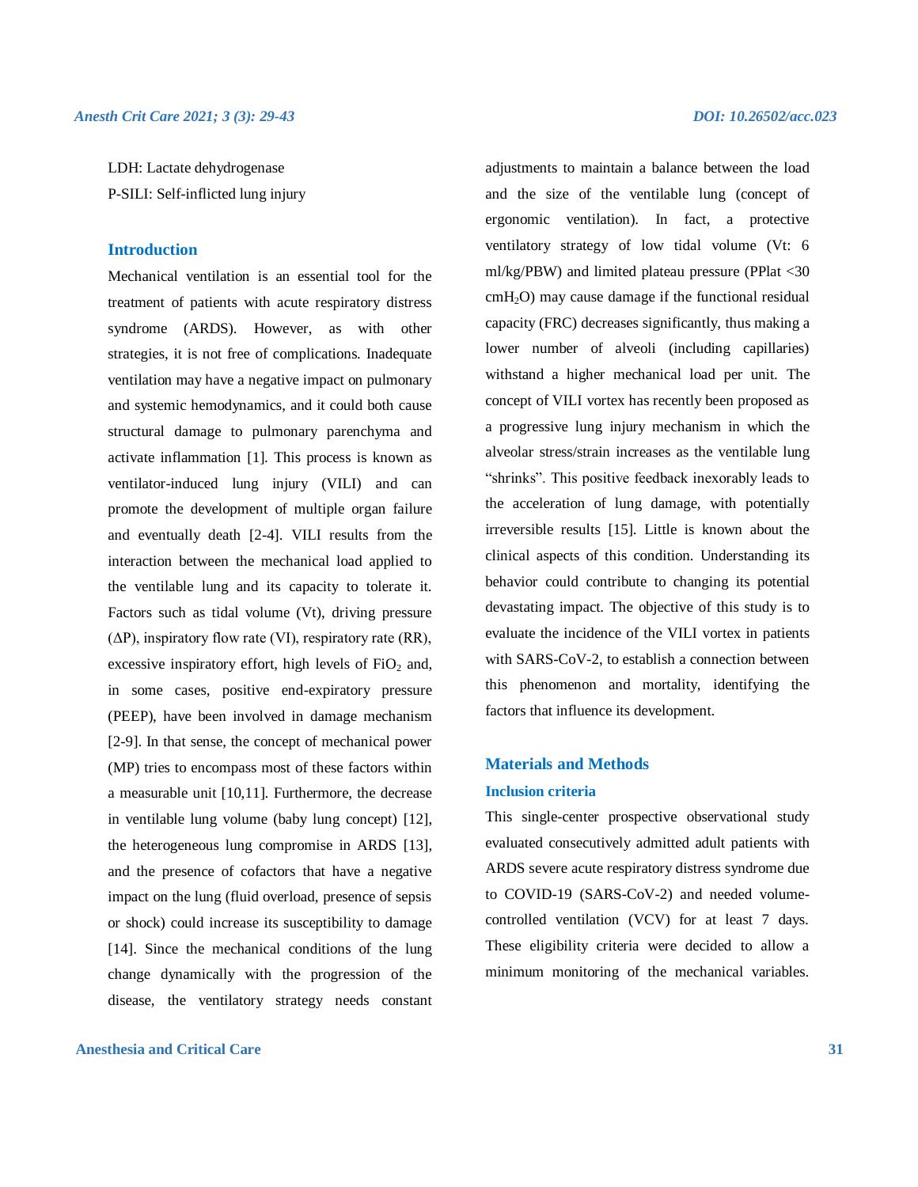LDH: Lactate dehydrogenase

P-SILI: Self-inflicted lung injury

## Introduction

Mechanical ventilation is an essential tool for the treatment of patients with acute respiratory distress syndrome (ARDS). However, as with other strategies, it is not free of complications. Inadequate ventilation may have a negative impact on pulmonary and systemic hemodynamics, and it could both cause structural damage to pulmonary parenchyma and activate inflammation [1]. This process is known as ventilator-induced lung injury (VILI) and can promote the development of multiple organ failure and eventually death [2-4]. VILI results from the interaction between the mechanical load applied to the ventilable lung and its capacity to tolerate it. Factors such as tidal volume (Vt), driving pressure (ΔP), inspiratory flow rate (VI), respiratory rate (RR), excessive inspiratory effort, high levels of $FiO_2$ and, in some cases, positive end-expiratory pressure (PEEP), have been involved in damage mechanism [2-9]. In that sense, the concept of mechanical power (MP) tries to encompass most of these factors within a measurable unit [10,11]. Furthermore, the decrease in ventilable lung volume (baby lung concept) [12], the heterogeneous lung compromise in ARDS [13], and the presence of cofactors that have a negative impact on the lung (fluid overload, presence of sepsis or shock) could increase its susceptibility to damage [14]. Since the mechanical conditions of the lung change dynamically with the progression of the disease, the ventilatory strategy needs constant adjustments to maintain a balance between the load and the size of the ventilable lung (concept of ergonomic ventilation). In fact, a protective ventilatory strategy of low tidal volume (Vt: 6 ml/kg/PBW) and limited plateau pressure (PPlat <30 $cmH_2O$) may cause damage if the functional residual capacity (FRC) decreases significantly, thus making a lower number of alveoli (including capillaries) withstand a higher mechanical load per unit. The concept of VILI vortex has recently been proposed as a progressive lung injury mechanism in which the alveolar stress/strain increases as the ventilable lung "shrinks". This positive feedback inexorably leads to the acceleration of lung damage, with potentially irreversible results [15]. Little is known about the clinical aspects of this condition. Understanding its behavior could contribute to changing its potential devastating impact. The objective of this study is to evaluate the incidence of the VILI vortex in patients with SARS-CoV-2, to establish a connection between this phenomenon and mortality, identifying the factors that influence its development.

## Materials and Methods

### Inclusion criteria

This single-center prospective observational study evaluated consecutively admitted adult patients with ARDS severe acute respiratory distress syndrome due to COVID-19 (SARS-CoV-2) and needed volume-controlled ventilation (VCV) for at least 7 days. These eligibility criteria were decided to allow a minimum monitoring of the mechanical variables.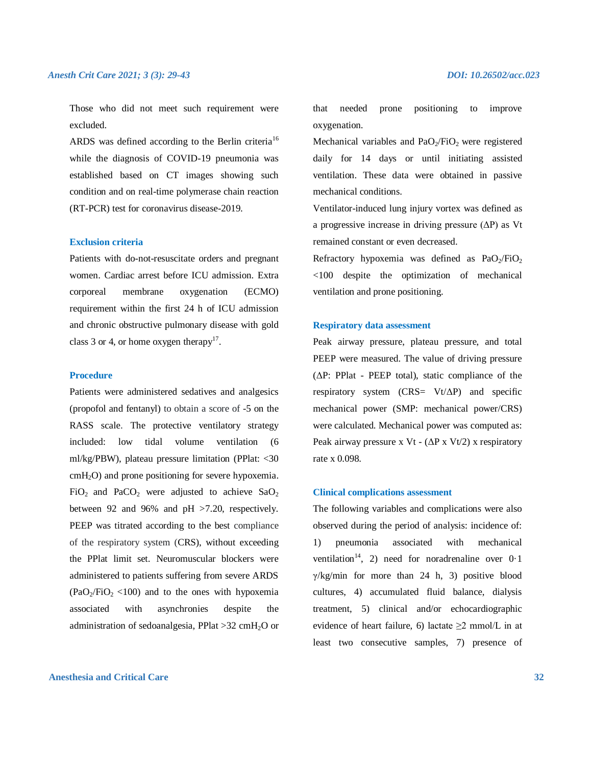Those who did not meet such requirement were excluded.

ARDS was defined according to the Berlin criteria[16] while the diagnosis of COVID-19 pneumonia was established based on CT images showing such condition and on real-time polymerase chain reaction (RT-PCR) test for coronavirus disease-2019.

### Exclusion criteria

Patients with do-not-resuscitate orders and pregnant women. Cardiac arrest before ICU admission. Extra corporeal membrane oxygenation (ECMO) requirement within the first 24 h of ICU admission and chronic obstructive pulmonary disease with gold class 3 or 4, or home oxygen therapy[17].

### Procedure

Patients were administered sedatives and analgesics (propofol and fentanyl) to obtain a score of -5 on the RASS scale. The protective ventilatory strategy included: low tidal volume ventilation (6 ml/kg/PBW), plateau pressure limitation (PPlat: <30 $cmH_2O$) and prone positioning for severe hypoxemia. $FiO_2$ and $PaCO_2$ were adjusted to achieve $SaO_2$ between 92 and 96% and pH >7.20, respectively. PEEP was titrated according to the best compliance of the respiratory system (CRS), without exceeding the PPlat limit set. Neuromuscular blockers were administered to patients suffering from severe ARDS ($PaO_2/FiO_2$ <100) and to the ones with hypoxemia associated with asynchronies despite the administration of sedoanalgesia, PPlat >32 $cmH_2O$ or that needed prone positioning to improve oxygenation.

Mechanical variables and $PaO_2/FiO_2$ were registered daily for 14 days or until initiating assisted ventilation. These data were obtained in passive mechanical conditions.

Ventilator-induced lung injury vortex was defined as a progressive increase in driving pressure (ΔP) as Vt remained constant or even decreased.

Refractory hypoxemia was defined as $PaO_2/FiO_2$ <100 despite the optimization of mechanical ventilation and prone positioning.

### Respiratory data assessment

Peak airway pressure, plateau pressure, and total PEEP were measured. The value of driving pressure (ΔP: PPlat - PEEP total), static compliance of the respiratory system (CRS= Vt/ΔP) and specific mechanical power (SMP: mechanical power/CRS) were calculated. Mechanical power was computed as: Peak airway pressure x Vt - (ΔP x Vt/2) x respiratory rate x 0.098.

### Clinical complications assessment

The following variables and complications were also observed during the period of analysis: incidence of: 1) pneumonia associated with mechanical ventilation[14], 2) need for noradrenaline over 0·1 γ/kg/min for more than 24 h, 3) positive blood cultures, 4) accumulated fluid balance, dialysis treatment, 5) clinical and/or echocardiographic evidence of heart failure, 6) lactate ≥2 mmol/L in at least two consecutive samples, 7) presence of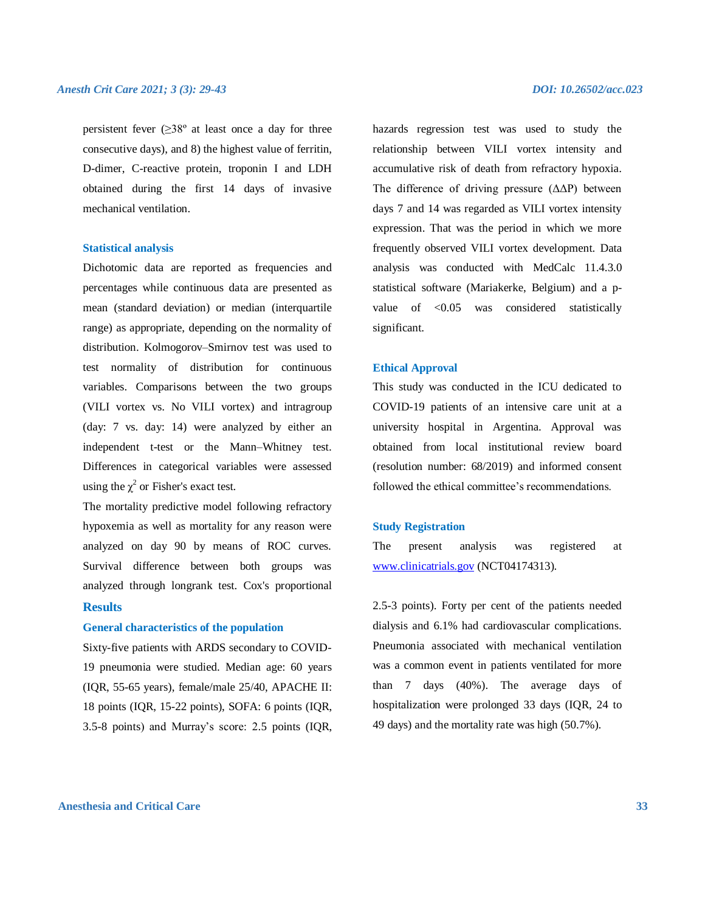persistent fever (≥38º at least once a day for three consecutive days), and 8) the highest value of ferritin, D-dimer, C-reactive protein, troponin I and LDH obtained during the first 14 days of invasive mechanical ventilation.

### Statistical analysis

Dichotomic data are reported as frequencies and percentages while continuous data are presented as mean (standard deviation) or median (interquartile range) as appropriate, depending on the normality of distribution. Kolmogorov–Smirnov test was used to test normality of distribution for continuous variables. Comparisons between the two groups (VILI vortex vs. No VILI vortex) and intragroup (day: 7 vs. day: 14) were analyzed by either an independent t-test or the Mann–Whitney test. Differences in categorical variables were assessed using the $\chi^2$ or Fisher's exact test.

The mortality predictive model following refractory hypoxemia as well as mortality for any reason were analyzed on day 90 by means of ROC curves. Survival difference between both groups was analyzed through longrank test. Cox's proportional hazards regression test was used to study the relationship between VILI vortex intensity and accumulative risk of death from refractory hypoxia. The difference of driving pressure (ΔΔP) between days 7 and 14 was regarded as VILI vortex intensity expression. That was the period in which we more frequently observed VILI vortex development. Data analysis was conducted with MedCalc 11.4.3.0 statistical software (Mariakerke, Belgium) and a p-value of <0.05 was considered statistically significant.

### Ethical Approval

This study was conducted in the ICU dedicated to COVID-19 patients of an intensive care unit at a university hospital in Argentina. Approval was obtained from local institutional review board (resolution number: 68/2019) and informed consent followed the ethical committee's recommendations.

### Study Registration

The present analysis was registered at [www.clinicatrials.gov](www.clinicatrials.gov) (NCT04174313).

## Results

### General characteristics of the population

Sixty-five patients with ARDS secondary to COVID-19 pneumonia were studied. Median age: 60 years (IQR, 55-65 years), female/male 25/40, APACHE II: 18 points (IQR, 15-22 points), SOFA: 6 points (IQR, 3.5-8 points) and Murray's score: 2.5 points (IQR, 2.5-3 points). Forty per cent of the patients needed dialysis and 6.1% had cardiovascular complications. Pneumonia associated with mechanical ventilation was a common event in patients ventilated for more than 7 days (40%). The average days of hospitalization were prolonged 33 days (IQR, 24 to 49 days) and the mortality rate was high (50.7%).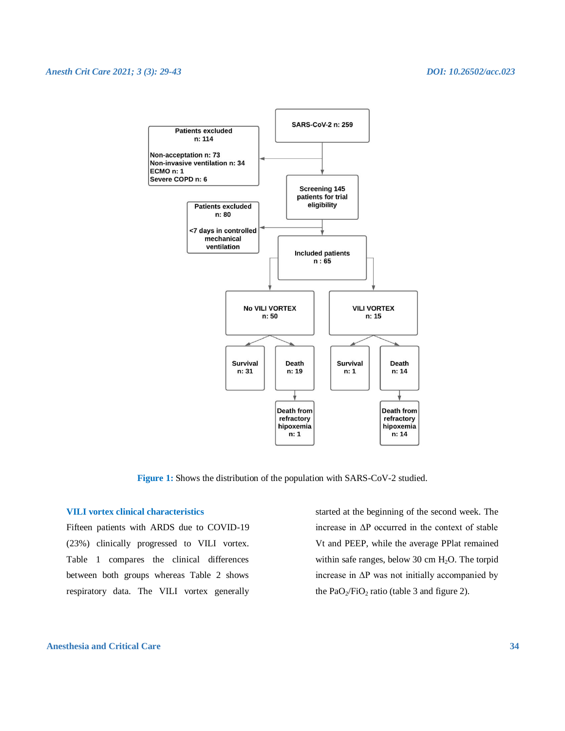Figure 1: Shows the distribution of the population with SARS-CoV-2 studied.

### VILI vortex clinical characteristics

Fifteen patients with ARDS due to COVID-19 (23%) clinically progressed to VILI vortex. Table 1 compares the clinical differences between both groups whereas Table 2 shows respiratory data. The VILI vortex generally started at the beginning of the second week. The increase in ΔP occurred in the context of stable Vt and PEEP, while the average PPlat remained within safe ranges, below 30 cm $H_2O$. The torpid increase in ΔP was not initially accompanied by the $PaO_2/FiO_2$ ratio (table 3 and figure 2).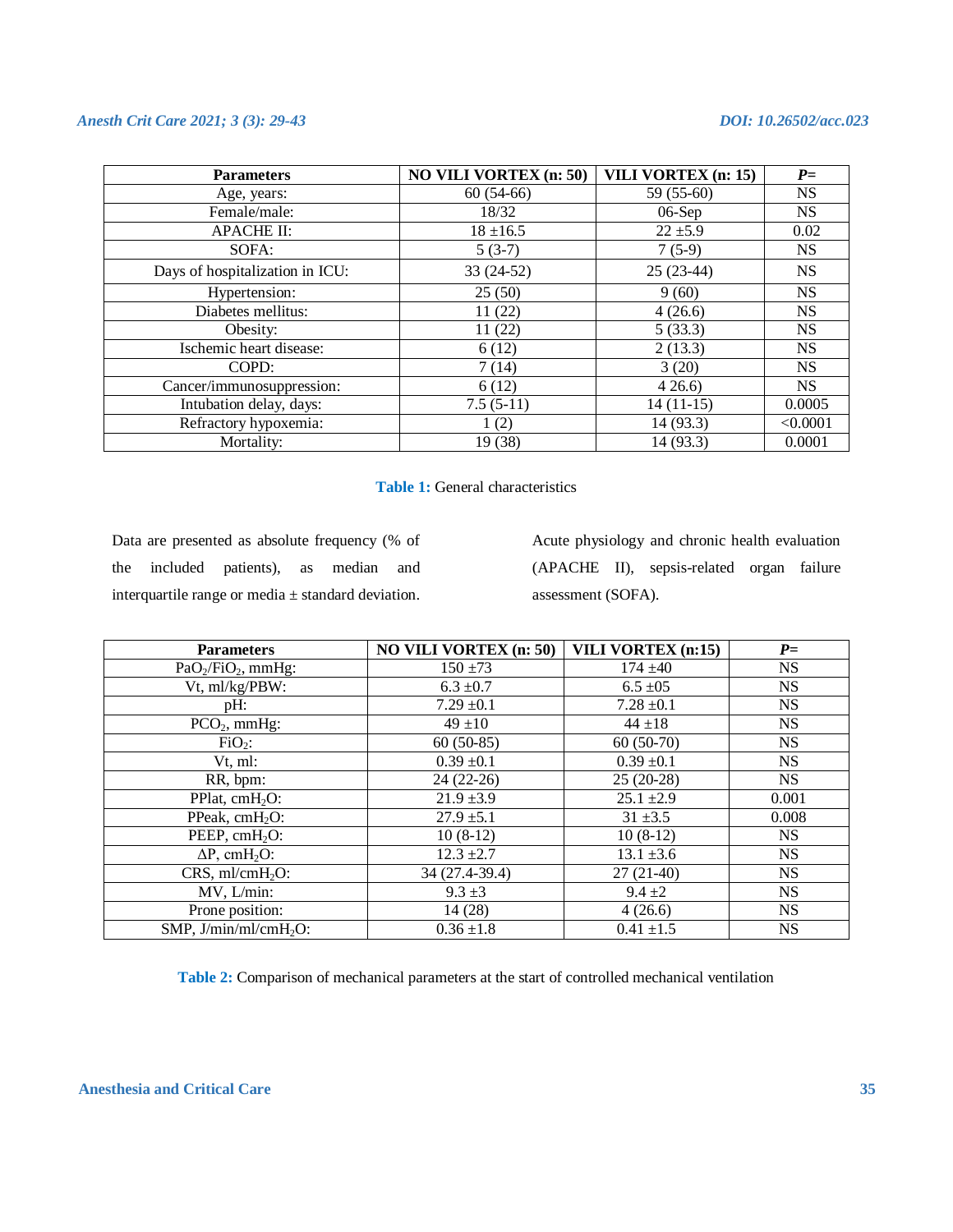| Parameters | NO VILI VORTEX (n: 50) | VILI VORTEX (n: 15) | P= |
|---|---|---|---|
| Age, years: | 60 (54-66) | 59 (55-60) | NS |
| Female/male: | 18/32 | 06-Sep | NS |
| APACHE II: | 18 ±16.5 | 22 ±5.9 | 0.02 |
| SOFA: | 5 (3-7) | 7 (5-9) | NS |
| Days of hospitalization in ICU: | 33 (24-52) | 25 (23-44) | NS |
| Hypertension: | 25 (50) | 9 (60) | NS |
| Diabetes mellitus: | 11 (22) | 4 (26.6) | NS |
| Obesity: | 11 (22) | 5 (33.3) | NS |
| Ischemic heart disease: | 6 (12) | 2 (13.3) | NS |
| COPD: | 7 (14) | 3 (20) | NS |
| Cancer/immunosuppression: | 6 (12) | 4 26.6) | NS |
| Intubation delay, days: | 7.5 (5-11) | 14 (11-15) | 0.0005 |
| Refractory hypoxemia: | 1 (2) | 14 (93.3) | <0.0001 |
| Mortality: | 19 (38) | 14 (93.3) | 0.0001 |

**Table 1:** General characteristics

Data are presented as absolute frequency (% of the included patients), as median and interquartile range or media ± standard deviation. Acute physiology and chronic health evaluation (APACHE II), sepsis-related organ failure assessment (SOFA).

| Parameters | NO VILI VORTEX (n: 50) | VILI VORTEX (n:15) | P= |
|---|---|---|---|
| $PaO_2/FiO_2$, mmHg: | 150 ±73 | 174 ±40 | NS |
| Vt, ml/kg/PBW: | 6.3 ±0.7 | 6.5 ±05 | NS |
| pH: | 7.29 ±0.1 | 7.28 ±0.1 | NS |
| $PCO_2$, mmHg: | 49 ±10 | 44 ±18 | NS |
| $FiO_2$: | 60 (50-85) | 60 (50-70) | NS |
| Vt, ml: | 0.39 ±0.1 | 0.39 ±0.1 | NS |
| RR, bpm: | 24 (22-26) | 25 (20-28) | NS |
| PPlat, $cmH_2O$: | 21.9 ±3.9 | 25.1 ±2.9 | 0.001 |
| PPeak, $cmH_2O$: | 27.9 ±5.1 | 31 ±3.5 | 0.008 |
| PEEP, $cmH_2O$: | 10 (8-12) | 10 (8-12) | NS |
| ΔP, $cmH_2O$: | 12.3 ±2.7 | 13.1 ±3.6 | NS |
| CRS, $ml/cmH_2O$: | 34 (27.4-39.4) | 27 (21-40) | NS |
| MV, L/min: | 9.3 ±3 | 9.4 ±2 | NS |
| Prone position: | 14 (28) | 4 (26.6) | NS |
| SMP, $J/min/ml/cmH_2O$: | 0.36 ±1.8 | 0.41 ±1.5 | NS |

**Table 2:** Comparison of mechanical parameters at the start of controlled mechanical ventilation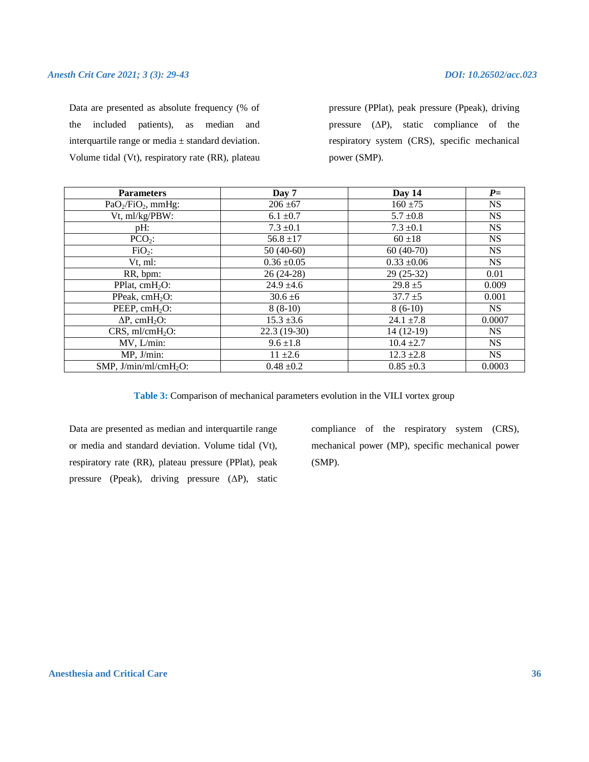Data are presented as absolute frequency (% of the included patients), as median and interquartile range or media ± standard deviation. Volume tidal (Vt), respiratory rate (RR), plateau pressure (PPlat), peak pressure (Ppeak), driving pressure (ΔP), static compliance of the respiratory system (CRS), specific mechanical power (SMP).

| Parameters | Day 7 | Day 14 | *P*= |
|---|---|---|---|
| $PaO_2/FiO_2$, mmHg: | 206 ±67 | 160 ±75 | NS |
| Vt, ml/kg/PBW: | 6.1 ±0.7 | 5.7 ±0.8 | NS |
| pH: | 7.3 ±0.1 | 7.3 ±0.1 | NS |
| $PCO_2$: | 56.8 ±17 | 60 ±18 | NS |
| $FiO_2$: | 50 (40-60) | 60 (40-70) | NS |
| Vt, ml: | 0.36 ±0.05 | 0.33 ±0.06 | NS |
| RR, bpm: | 26 (24-28) | 29 (25-32) | 0.01 |
| PPlat, $cmH_2O$: | 24.9 ±4.6 | 29.8 ±5 | 0.009 |
| PPeak, $cmH_2O$: | 30.6 ±6 | 37.7 ±5 | 0.001 |
| PEEP, $cmH_2O$: | 8 (8-10) | 8 (6-10) | NS |
| ΔP, $cmH_2O$: | 15.3 ±3.6 | 24.1 ±7.8 | 0.0007 |
| CRS, ml/$cmH_2O$: | 22.3 (19-30) | 14 (12-19) | NS |
| MV, L/min: | 9.6 ±1.8 | 10.4 ±2.7 | NS |
| MP, J/min: | 11 ±2.6 | 12.3 ±2.8 | NS |
| SMP, J/min/ml/$cmH_2O$: | 0.48 ±0.2 | 0.85 ±0.3 | 0.0003 |

**Table 3:** Comparison of mechanical parameters evolution in the VILI vortex group

Data are presented as median and interquartile range or media and standard deviation. Volume tidal (Vt), respiratory rate (RR), plateau pressure (PPlat), peak pressure (Ppeak), driving pressure (ΔP), static compliance of the respiratory system (CRS), mechanical power (MP), specific mechanical power (SMP).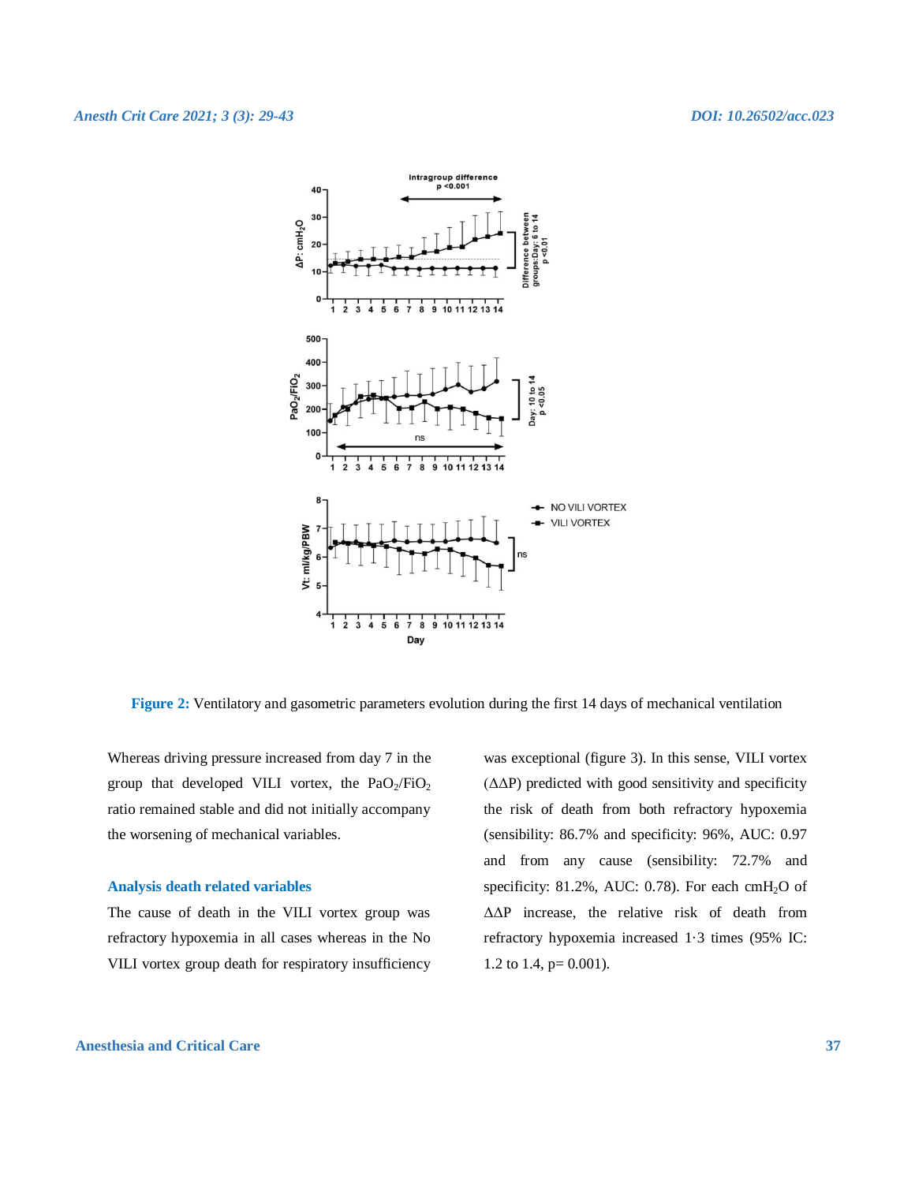**Figure 2:** Ventilatory and gasometric parameters evolution during the first 14 days of mechanical ventilation

Whereas driving pressure increased from day 7 in the group that developed VILI vortex, the $PaO_2/FiO_2$ ratio remained stable and did not initially accompany the worsening of mechanical variables.

### Analysis death related variables

The cause of death in the VILI vortex group was refractory hypoxemia in all cases whereas in the No VILI vortex group death for respiratory insufficiency was exceptional (figure 3). In this sense, VILI vortex ($\Delta\Delta P$) predicted with good sensitivity and specificity the risk of death from both refractory hypoxemia (sensibility: 86.7% and specificity: 96%, AUC: 0.97 and from any cause (sensibility: 72.7% and specificity: 81.2%, AUC: 0.78). For each $cmH_2O$ of $\Delta\Delta P$ increase, the relative risk of death from refractory hypoxemia increased 1·3 times (95% IC: 1.2 to 1.4, p= 0.001).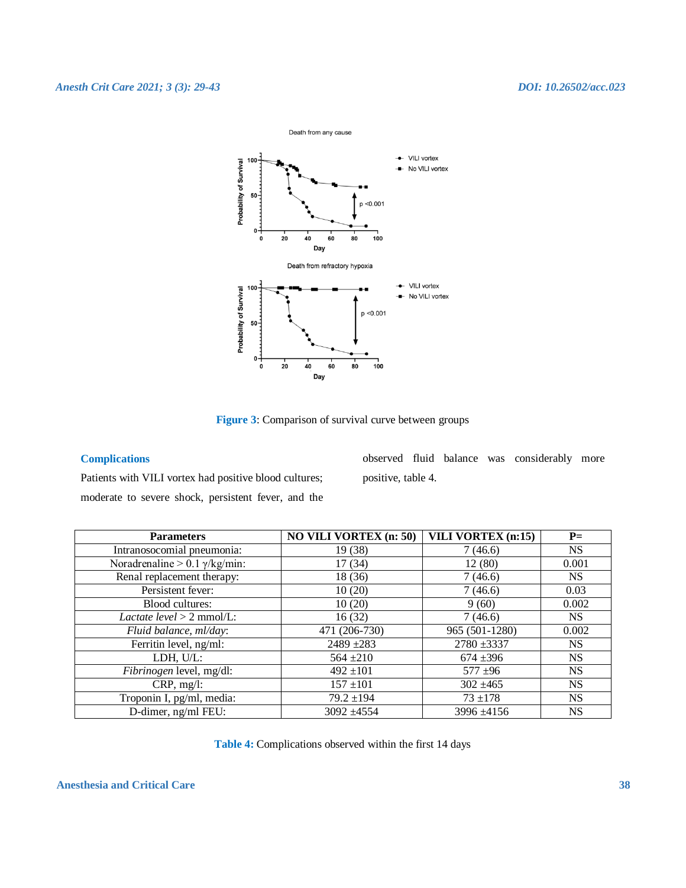Figure 3: Comparison of survival curve between groups

## Complications

Patients with VILI vortex had positive blood cultures; moderate to severe shock, persistent fever, and the observed fluid balance was considerably more positive, table 4.

| Parameters | NO VILI VORTEX (n: 50) | VILI VORTEX (n:15) | P= |
|---|---|---|---|
| Intranosocomial pneumonia: | 19 (38) | 7 (46.6) | NS |
| Noradrenaline > 0.1 γ/kg/min: | 17 (34) | 12 (80) | 0.001 |
| Renal replacement therapy: | 18 (36) | 7 (46.6) | NS |
| Persistent fever: | 10 (20) | 7 (46.6) | 0.03 |
| Blood cultures: | 10 (20) | 9 (60) | 0.002 |
| *Lactate level* > 2 mmol/L: | 16 (32) | 7 (46.6) | NS |
| *Fluid balance, ml/day*: | 471 (206-730) | 965 (501-1280) | 0.002 |
| Ferritin level, ng/ml: | 2489 ±283 | 2780 ±3337 | NS |
| LDH, U/L: | 564 ±210 | 674 ±396 | NS |
| *Fibrinogen* level, mg/dl: | 492 ±101 | 577 ±96 | NS |
| CRP, mg/l: | 157 ±101 | 302 ±465 | NS |
| Troponin I, pg/ml, media: | 79.2 ±194 | 73 ±178 | NS |
| D-dimer, ng/ml FEU: | 3092 ±4554 | 3996 ±4156 | NS |

Table 4: Complications observed within the first 14 days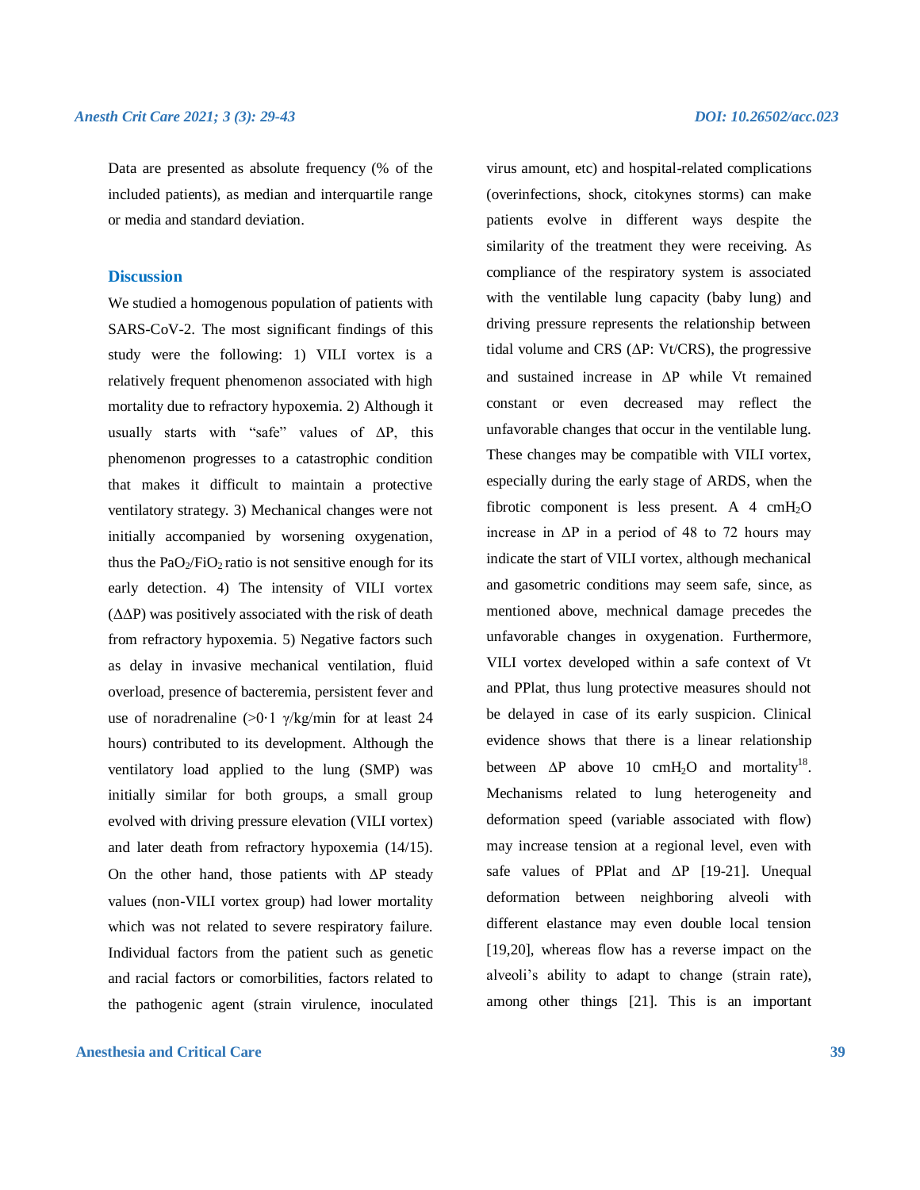Data are presented as absolute frequency (% of the included patients), as median and interquartile range or media and standard deviation.

## Discussion

We studied a homogenous population of patients with SARS-CoV-2. The most significant findings of this study were the following: 1) VILI vortex is a relatively frequent phenomenon associated with high mortality due to refractory hypoxemia. 2) Although it usually starts with "safe" values of ΔP, this phenomenon progresses to a catastrophic condition that makes it difficult to maintain a protective ventilatory strategy. 3) Mechanical changes were not initially accompanied by worsening oxygenation, thus the $PaO_2/FiO_2$ ratio is not sensitive enough for its early detection. 4) The intensity of VILI vortex (ΔΔP) was positively associated with the risk of death from refractory hypoxemia. 5) Negative factors such as delay in invasive mechanical ventilation, fluid overload, presence of bacteremia, persistent fever and use of noradrenaline (>0·1 γ/kg/min for at least 24 hours) contributed to its development. Although the ventilatory load applied to the lung (SMP) was initially similar for both groups, a small group evolved with driving pressure elevation (VILI vortex) and later death from refractory hypoxemia (14/15). On the other hand, those patients with ΔP steady values (non-VILI vortex group) had lower mortality which was not related to severe respiratory failure. Individual factors from the patient such as genetic and racial factors or comorbilities, factors related to the pathogenic agent (strain virulence, inoculated virus amount, etc) and hospital-related complications (overinfections, shock, citokynes storms) can make patients evolve in different ways despite the similarity of the treatment they were receiving. As compliance of the respiratory system is associated with the ventilable lung capacity (baby lung) and driving pressure represents the relationship between tidal volume and CRS (ΔP: Vt/CRS), the progressive and sustained increase in ΔP while Vt remained constant or even decreased may reflect the unfavorable changes that occur in the ventilable lung. These changes may be compatible with VILI vortex, especially during the early stage of ARDS, when the fibrotic component is less present. A 4 $cmH_2O$ increase in ΔP in a period of 48 to 72 hours may indicate the start of VILI vortex, although mechanical and gasometric conditions may seem safe, since, as mentioned above, mechnical damage precedes the unfavorable changes in oxygenation. Furthermore, VILI vortex developed within a safe context of Vt and PPlat, thus lung protective measures should not be delayed in case of its early suspicion. Clinical evidence shows that there is a linear relationship between ΔP above 10 $cmH_2O$ and mortality[18]. Mechanisms related to lung heterogeneity and deformation speed (variable associated with flow) may increase tension at a regional level, even with safe values of PPlat and ΔP [19-21]. Unequal deformation between neighboring alveoli with different elastance may even double local tension [19,20], whereas flow has a reverse impact on the alveoli's ability to adapt to change (strain rate), among other things [21]. This is an important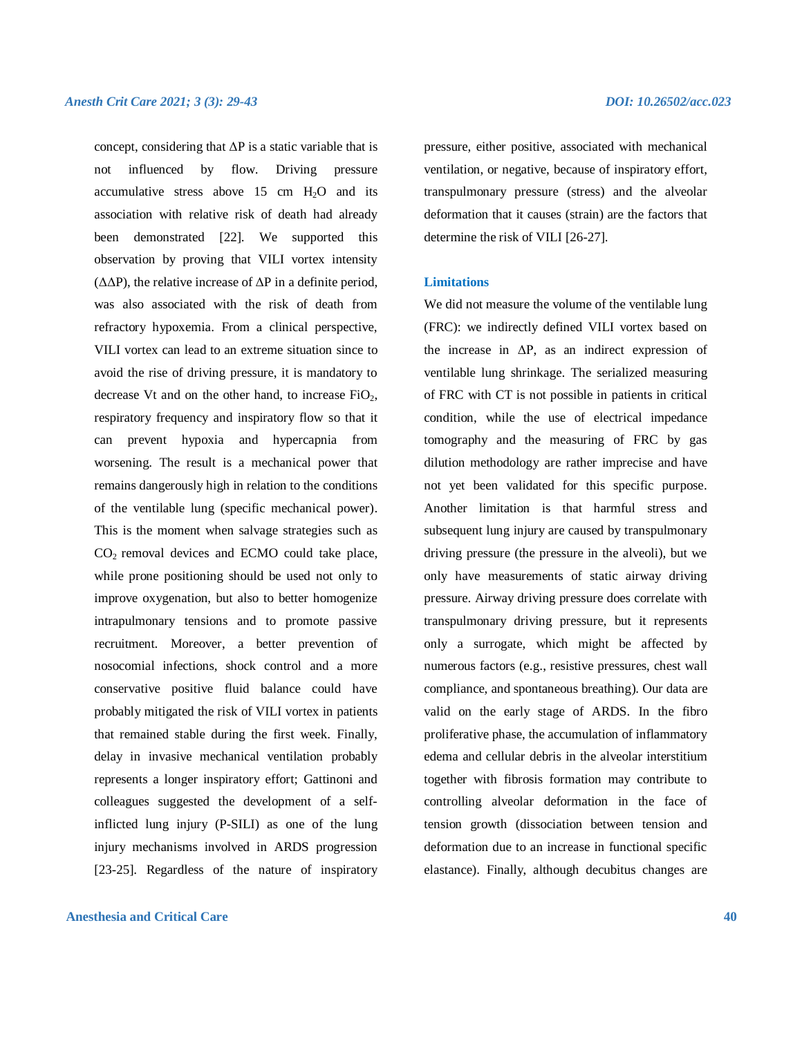concept, considering that ΔP is a static variable that is not influenced by flow. Driving pressure accumulative stress above 15 cm $H_2O$ and its association with relative risk of death had already been demonstrated [22]. We supported this observation by proving that VILI vortex intensity (ΔΔP), the relative increase of ΔP in a definite period, was also associated with the risk of death from refractory hypoxemia. From a clinical perspective, VILI vortex can lead to an extreme situation since to avoid the rise of driving pressure, it is mandatory to decrease Vt and on the other hand, to increase $FiO_2$, respiratory frequency and inspiratory flow so that it can prevent hypoxia and hypercapnia from worsening. The result is a mechanical power that remains dangerously high in relation to the conditions of the ventilable lung (specific mechanical power). This is the moment when salvage strategies such as $CO_2$ removal devices and ECMO could take place, while prone positioning should be used not only to improve oxygenation, but also to better homogenize intrapulmonary tensions and to promote passive recruitment. Moreover, a better prevention of nosocomial infections, shock control and a more conservative positive fluid balance could have probably mitigated the risk of VILI vortex in patients that remained stable during the first week. Finally, delay in invasive mechanical ventilation probably represents a longer inspiratory effort; Gattinoni and colleagues suggested the development of a self-inflicted lung injury (P-SILI) as one of the lung injury mechanisms involved in ARDS progression [23-25]. Regardless of the nature of inspiratory pressure, either positive, associated with mechanical ventilation, or negative, because of inspiratory effort, transpulmonary pressure (stress) and the alveolar deformation that it causes (strain) are the factors that determine the risk of VILI [26-27].

### Limitations

We did not measure the volume of the ventilable lung (FRC): we indirectly defined VILI vortex based on the increase in ΔP, as an indirect expression of ventilable lung shrinkage. The serialized measuring of FRC with CT is not possible in patients in critical condition, while the use of electrical impedance tomography and the measuring of FRC by gas dilution methodology are rather imprecise and have not yet been validated for this specific purpose. Another limitation is that harmful stress and subsequent lung injury are caused by transpulmonary driving pressure (the pressure in the alveoli), but we only have measurements of static airway driving pressure. Airway driving pressure does correlate with transpulmonary driving pressure, but it represents only a surrogate, which might be affected by numerous factors (e.g., resistive pressures, chest wall compliance, and spontaneous breathing). Our data are valid on the early stage of ARDS. In the fibro proliferative phase, the accumulation of inflammatory edema and cellular debris in the alveolar interstitium together with fibrosis formation may contribute to controlling alveolar deformation in the face of tension growth (dissociation between tension and deformation due to an increase in functional specific elastance). Finally, although decubitus changes are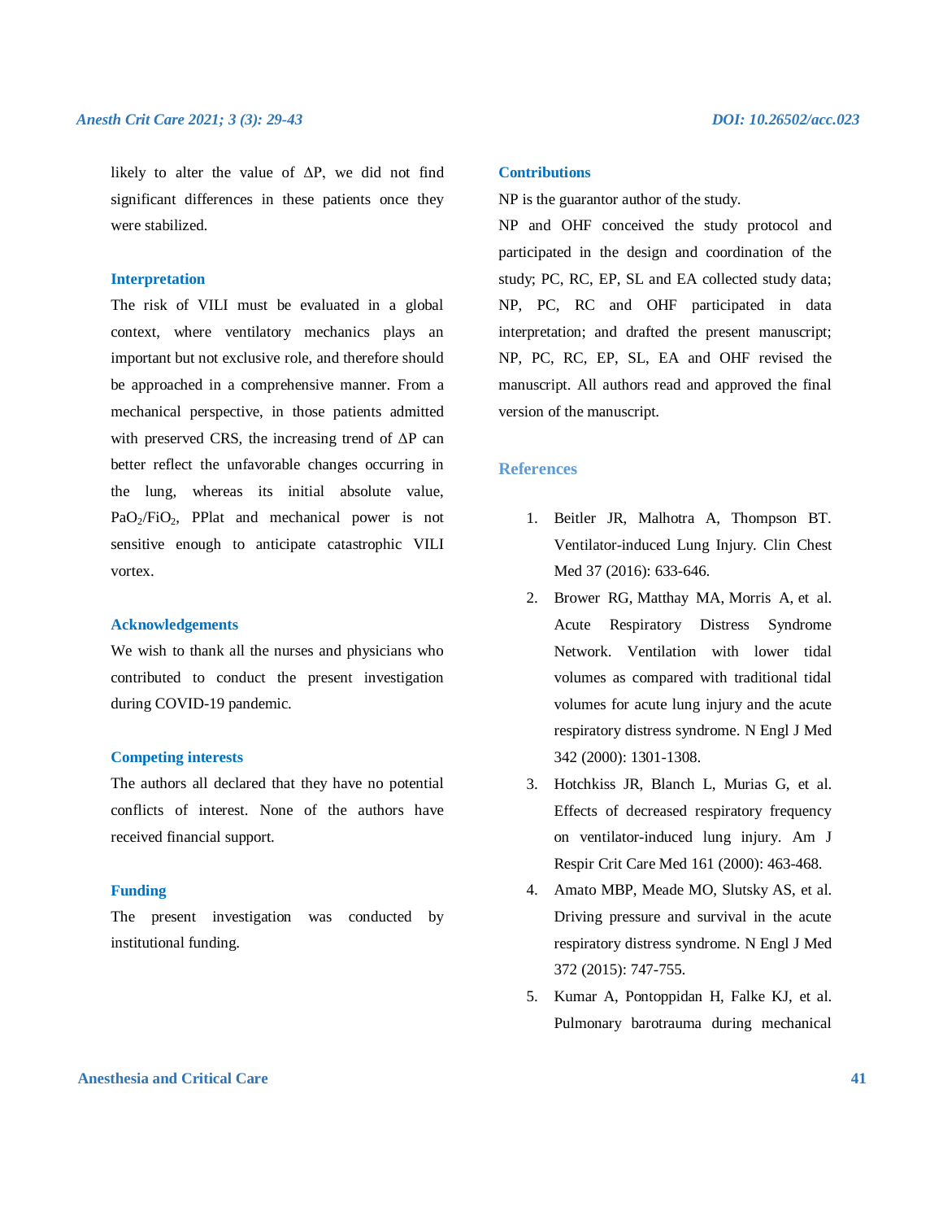likely to alter the value of ΔP, we did not find significant differences in these patients once they were stabilized.

### Interpretation

The risk of VILI must be evaluated in a global context, where ventilatory mechanics plays an important but not exclusive role, and therefore should be approached in a comprehensive manner. From a mechanical perspective, in those patients admitted with preserved CRS, the increasing trend of ΔP can better reflect the unfavorable changes occurring in the lung, whereas its initial absolute value, $PaO_2/FiO_2$, PPlat and mechanical power is not sensitive enough to anticipate catastrophic VILI vortex.

### Acknowledgements

We wish to thank all the nurses and physicians who contributed to conduct the present investigation during COVID-19 pandemic.

### Competing interests

The authors all declared that they have no potential conflicts of interest. None of the authors have received financial support.

### Funding

The present investigation was conducted by institutional funding.

### Contributions

NP is the guarantor author of the study.

NP and OHF conceived the study protocol and participated in the design and coordination of the study; PC, RC, EP, SL and EA collected study data; NP, PC, RC and OHF participated in data interpretation; and drafted the present manuscript; NP, PC, RC, EP, SL, EA and OHF revised the manuscript. All authors read and approved the final version of the manuscript.

## References

1. Beitler JR, Malhotra A, Thompson BT. Ventilator-induced Lung Injury. Clin Chest Med 37 (2016): 633-646.
2. Brower RG, Matthay MA, Morris A, et al. Acute Respiratory Distress Syndrome Network. Ventilation with lower tidal volumes as compared with traditional tidal volumes for acute lung injury and the acute respiratory distress syndrome. N Engl J Med 342 (2000): 1301-1308.
3. Hotchkiss JR, Blanch L, Murias G, et al. Effects of decreased respiratory frequency on ventilator-induced lung injury. Am J Respir Crit Care Med 161 (2000): 463-468.
4. Amato MBP, Meade MO, Slutsky AS, et al. Driving pressure and survival in the acute respiratory distress syndrome. N Engl J Med 372 (2015): 747-755.
5. Kumar A, Pontoppidan H, Falke KJ, et al. Pulmonary barotrauma during mechanical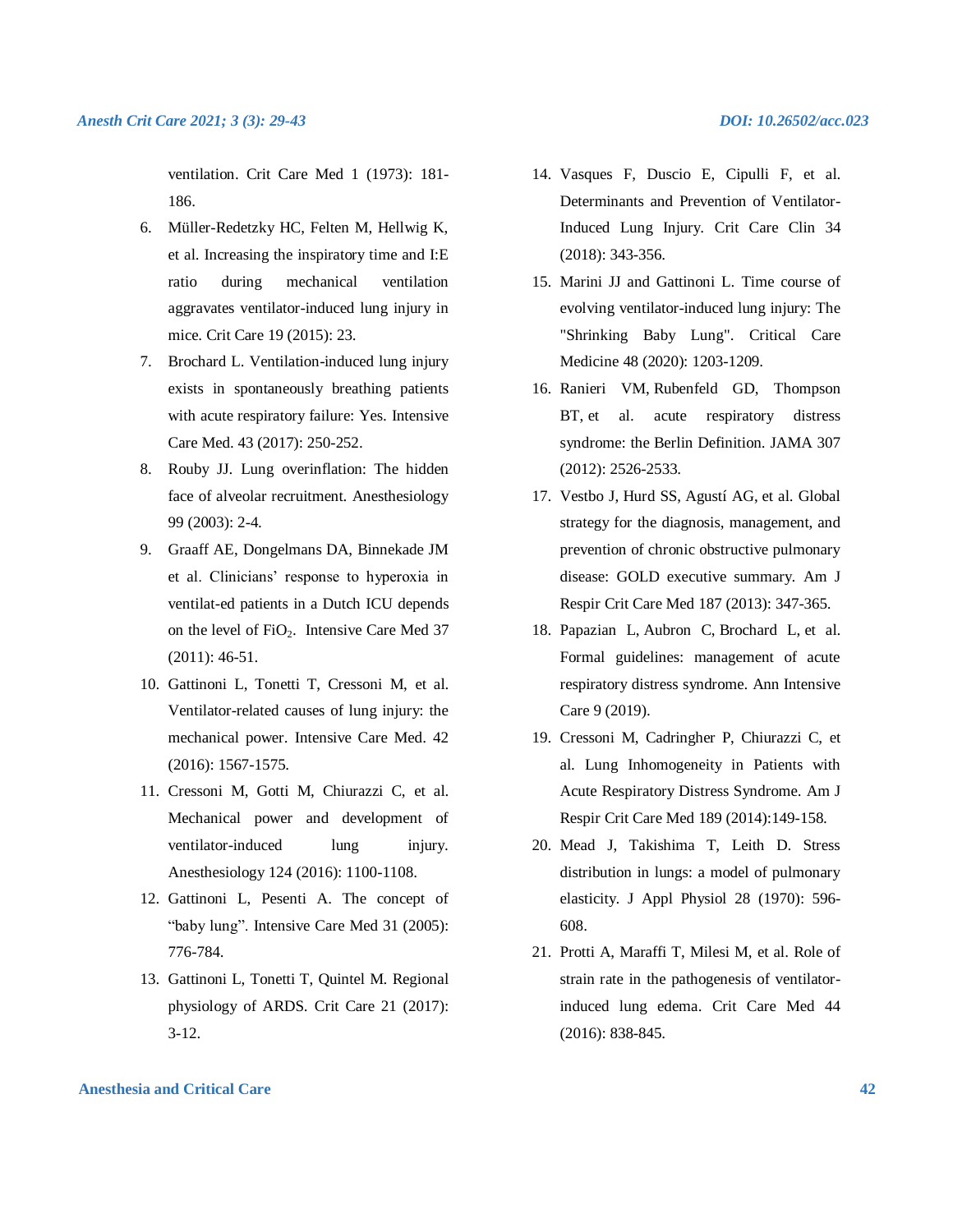ventilation. Crit Care Med 1 (1973): 181-186.

6. Müller-Redetzky HC, Felten M, Hellwig K, et al. Increasing the inspiratory time and I:E ratio during mechanical ventilation aggravates ventilator-induced lung injury in mice. Crit Care 19 (2015): 23.
7. Brochard L. Ventilation-induced lung injury exists in spontaneously breathing patients with acute respiratory failure: Yes. Intensive Care Med. 43 (2017): 250-252.
8. Rouby JJ. Lung overinflation: The hidden face of alveolar recruitment. Anesthesiology 99 (2003): 2-4.
9. Graaff AE, Dongelmans DA, Binnekade JM et al. Clinicians' response to hyperoxia in ventilat-ed patients in a Dutch ICU depends on the level of $FiO_2$. Intensive Care Med 37 (2011): 46-51.
10. Gattinoni L, Tonetti T, Cressoni M, et al. Ventilator-related causes of lung injury: the mechanical power. Intensive Care Med. 42 (2016): 1567-1575.
11. Cressoni M, Gotti M, Chiurazzi C, et al. Mechanical power and development of ventilator-induced lung injury. Anesthesiology 124 (2016): 1100-1108.
12. Gattinoni L, Pesenti A. The concept of "baby lung". Intensive Care Med 31 (2005): 776-784.
13. Gattinoni L, Tonetti T, Quintel M. Regional physiology of ARDS. Crit Care 21 (2017): 3-12.
14. Vasques F, Duscio E, Cipulli F, et al. Determinants and Prevention of Ventilator-Induced Lung Injury. Crit Care Clin 34 (2018): 343-356.
15. Marini JJ and Gattinoni L. Time course of evolving ventilator-induced lung injury: The "Shrinking Baby Lung". Critical Care Medicine 48 (2020): 1203-1209.
16. Ranieri VM, Rubenfeld GD, Thompson BT, et al. acute respiratory distress syndrome: the Berlin Definition. JAMA 307 (2012): 2526-2533.
17. Vestbo J, Hurd SS, Agustí AG, et al. Global strategy for the diagnosis, management, and prevention of chronic obstructive pulmonary disease: GOLD executive summary. Am J Respir Crit Care Med 187 (2013): 347-365.
18. Papazian L, Aubron C, Brochard L, et al. Formal guidelines: management of acute respiratory distress syndrome. Ann Intensive Care 9 (2019).
19. Cressoni M, Cadringher P, Chiurazzi C, et al. Lung Inhomogeneity in Patients with Acute Respiratory Distress Syndrome. Am J Respir Crit Care Med 189 (2014):149-158.
20. Mead J, Takishima T, Leith D. Stress distribution in lungs: a model of pulmonary elasticity. J Appl Physiol 28 (1970): 596-608.
21. Protti A, Maraffi T, Milesi M, et al. Role of strain rate in the pathogenesis of ventilator-induced lung edema. Crit Care Med 44 (2016): 838-845.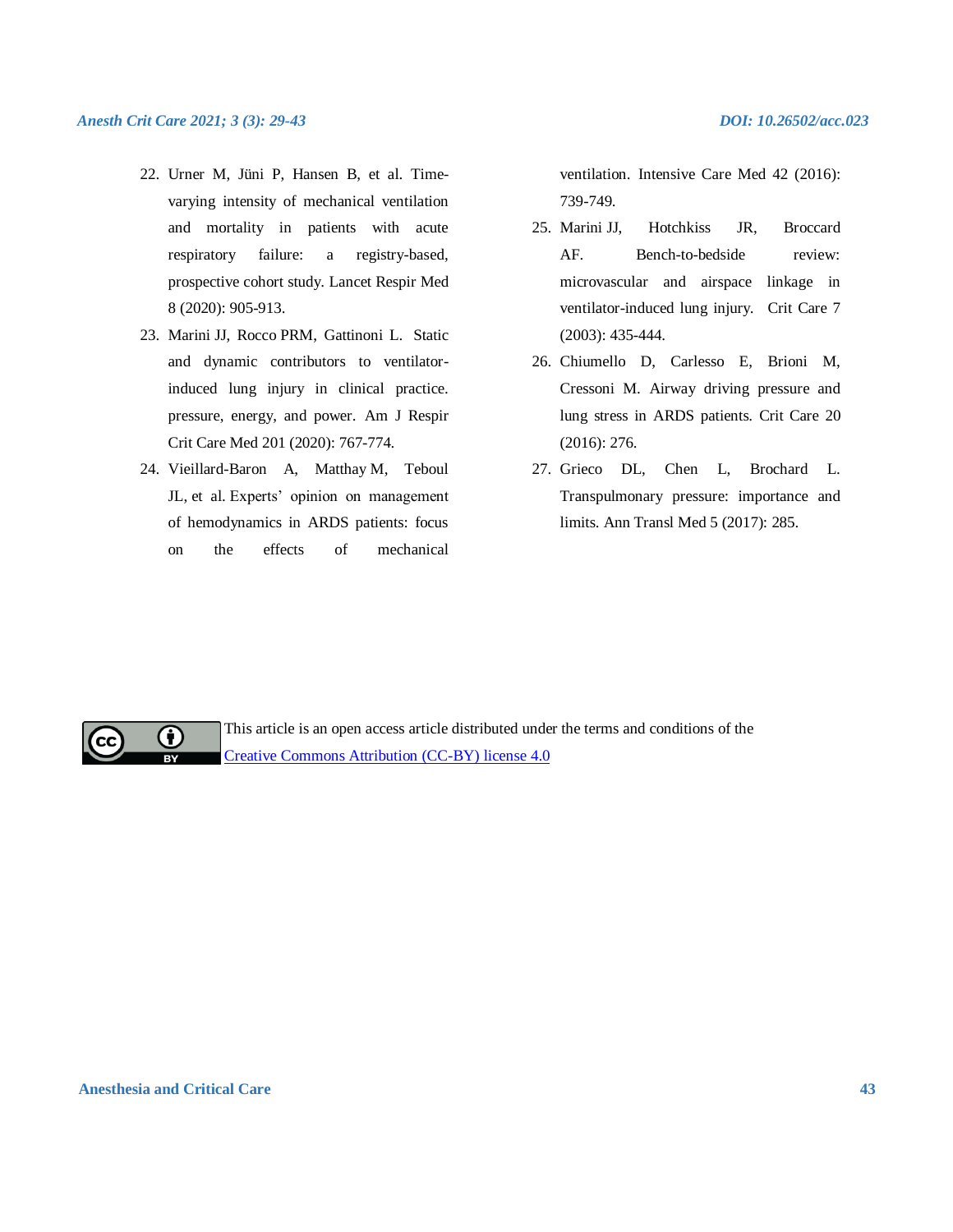22. Urner M, Jüni P, Hansen B, et al. Time-varying intensity of mechanical ventilation and mortality in patients with acute respiratory failure: a registry-based, prospective cohort study. Lancet Respir Med 8 (2020): 905-913.
23. Marini JJ, Rocco PRM, Gattinoni L. Static and dynamic contributors to ventilator-induced lung injury in clinical practice. pressure, energy, and power. Am J Respir Crit Care Med 201 (2020): 767-774.
24. Vieillard-Baron A, Matthay M, Teboul JL, et al. Experts' opinion on management of hemodynamics in ARDS patients: focus on the effects of mechanical ventilation. Intensive Care Med 42 (2016): 739-749.
25. Marini JJ, Hotchkiss JR, Broccard AF. Bench-to-bedside review: microvascular and airspace linkage in ventilator-induced lung injury. Crit Care 7 (2003): 435-444.
26. Chiumello D, Carlesso E, Brioni M, Cressoni M. Airway driving pressure and lung stress in ARDS patients. Crit Care 20 (2016): 276.
27. Grieco DL, Chen L, Brochard L. Transpulmonary pressure: importance and limits. Ann Transl Med 5 (2017): 285.

This article is an open access article distributed under the terms and conditions of the [Creative Commons Attribution (CC-BY) license 4.0]